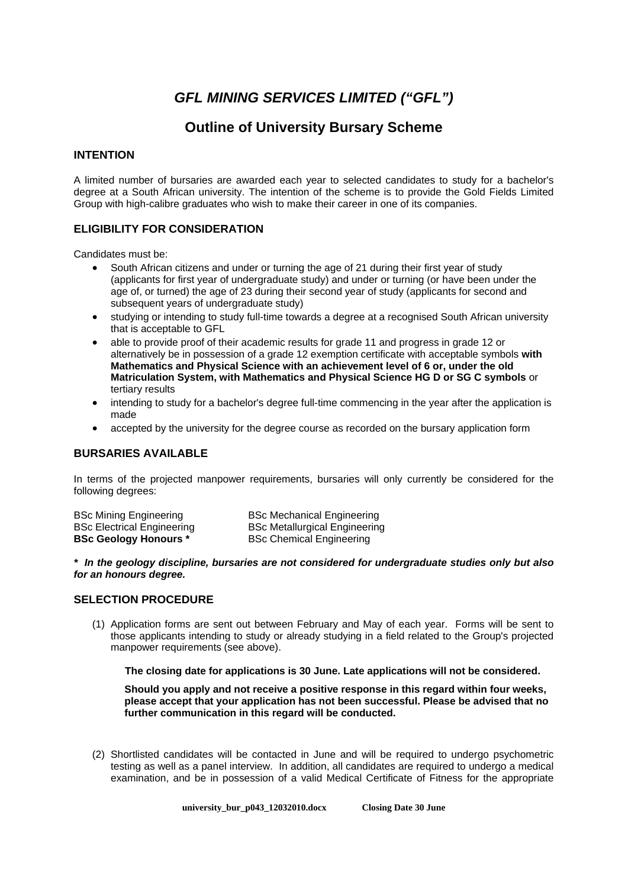# *GFL MINING SERVICES LIMITED ("GFL")*

## Outline of University Bursary Scheme

### INTENTION

A limited number of bursaries are awarded each year to selected candidates to study for a bachelor's degree at a South African university. The intention of the scheme is to provide the Gold Fields Limited Group with high-calibre graduates who wish to make their career in one of its companies.

### ELIGIBILITY FOR CONSIDERATION

Candidates must be:

- South African citizens and under or turning the age of 21 during their first year of study (applicants for first year of undergraduate study) and under or turning (or have been under the age of, or turned) the age of 23 during their second year of study (applicants for second and subsequent years of undergraduate study)
- studying or intending to study full-time towards a degree at a recognised South African university that is acceptable to GFL
- able to provide proof of their academic results for grade 11 and progress in grade 12 or alternatively be in possession of a grade 12 exemption certificate with acceptable symbols **with Mathematics and Physical Science with an achievement level of 6 or, under the old Matriculation System, with Mathematics and Physical Science HG D or SG C symbols** or tertiary results
- intending to study for a bachelor's degree full-time commencing in the year after the application is made
- accepted by the university for the degree course as recorded on the bursary application form

### BURSARIES AVAILABLE

In terms of the projected manpower requirements, bursaries will only currently be considered for the following degrees:

| | |
|---|---|
| BSc Mining Engineering | BSc Mechanical Engineering |
| BSc Electrical Engineering | BSc Metallurgical Engineering |
| **BSc Geology Honours *** | BSc Chemical Engineering |

***\* In the geology discipline, bursaries are not considered for undergraduate studies only but also for an honours degree.***

### SELECTION PROCEDURE

(1) Application forms are sent out between February and May of each year. Forms will be sent to those applicants intending to study or already studying in a field related to the Group's projected manpower requirements (see above).

**The closing date for applications is 30 June. Late applications will not be considered.**

**Should you apply and not receive a positive response in this regard within four weeks, please accept that your application has not been successful. Please be advised that no further communication in this regard will be conducted.**

(2) Shortlisted candidates will be contacted in June and will be required to undergo psychometric testing as well as a panel interview. In addition, all candidates are required to undergo a medical examination, and be in possession of a valid Medical Certificate of Fitness for the appropriate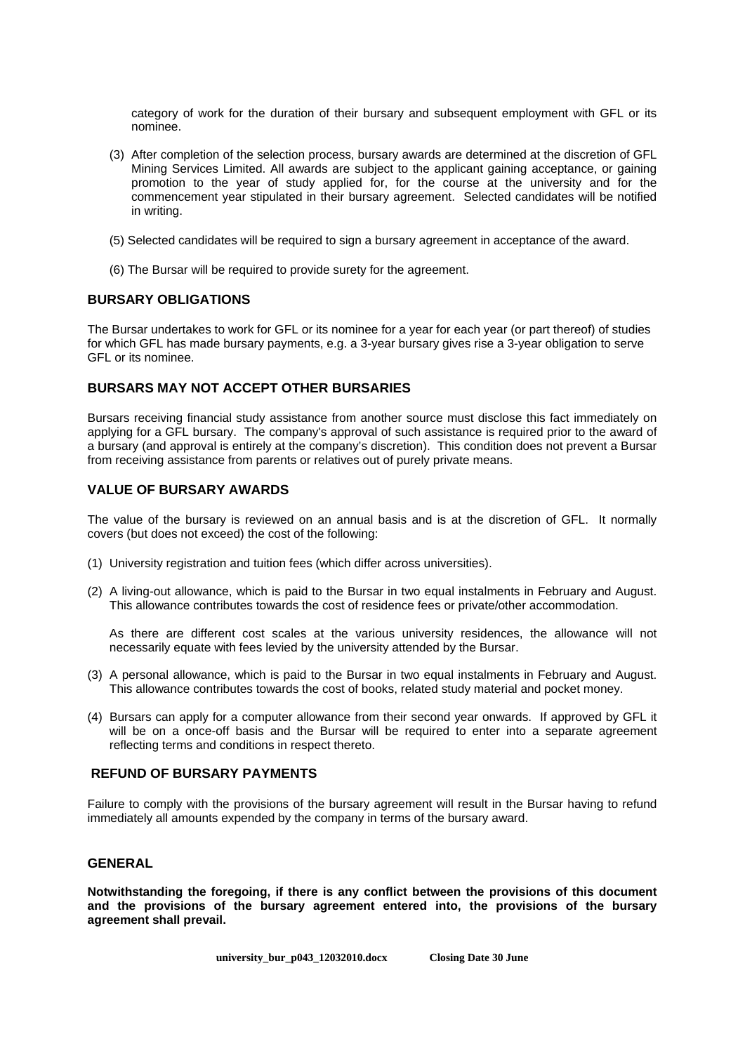category of work for the duration of their bursary and subsequent employment with GFL or its nominee.

(3) After completion of the selection process, bursary awards are determined at the discretion of GFL Mining Services Limited. All awards are subject to the applicant gaining acceptance, or gaining promotion to the year of study applied for, for the course at the university and for the commencement year stipulated in their bursary agreement. Selected candidates will be notified in writing.

(5) Selected candidates will be required to sign a bursary agreement in acceptance of the award.

(6) The Bursar will be required to provide surety for the agreement.

## BURSARY OBLIGATIONS

The Bursar undertakes to work for GFL or its nominee for a year for each year (or part thereof) of studies for which GFL has made bursary payments, e.g. a 3-year bursary gives rise a 3-year obligation to serve GFL or its nominee.

## BURSARS MAY NOT ACCEPT OTHER BURSARIES

Bursars receiving financial study assistance from another source must disclose this fact immediately on applying for a GFL bursary. The company's approval of such assistance is required prior to the award of a bursary (and approval is entirely at the company's discretion). This condition does not prevent a Bursar from receiving assistance from parents or relatives out of purely private means.

## VALUE OF BURSARY AWARDS

The value of the bursary is reviewed on an annual basis and is at the discretion of GFL. It normally covers (but does not exceed) the cost of the following:

(1) University registration and tuition fees (which differ across universities).

(2) A living-out allowance, which is paid to the Bursar in two equal instalments in February and August. This allowance contributes towards the cost of residence fees or private/other accommodation.

As there are different cost scales at the various university residences, the allowance will not necessarily equate with fees levied by the university attended by the Bursar.

(3) A personal allowance, which is paid to the Bursar in two equal instalments in February and August. This allowance contributes towards the cost of books, related study material and pocket money.

(4) Bursars can apply for a computer allowance from their second year onwards. If approved by GFL it will be on a once-off basis and the Bursar will be required to enter into a separate agreement reflecting terms and conditions in respect thereto.

## REFUND OF BURSARY PAYMENTS

Failure to comply with the provisions of the bursary agreement will result in the Bursar having to refund immediately all amounts expended by the company in terms of the bursary award.

## GENERAL

**Notwithstanding the foregoing, if there is any conflict between the provisions of this document and the provisions of the bursary agreement entered into, the provisions of the bursary agreement shall prevail.**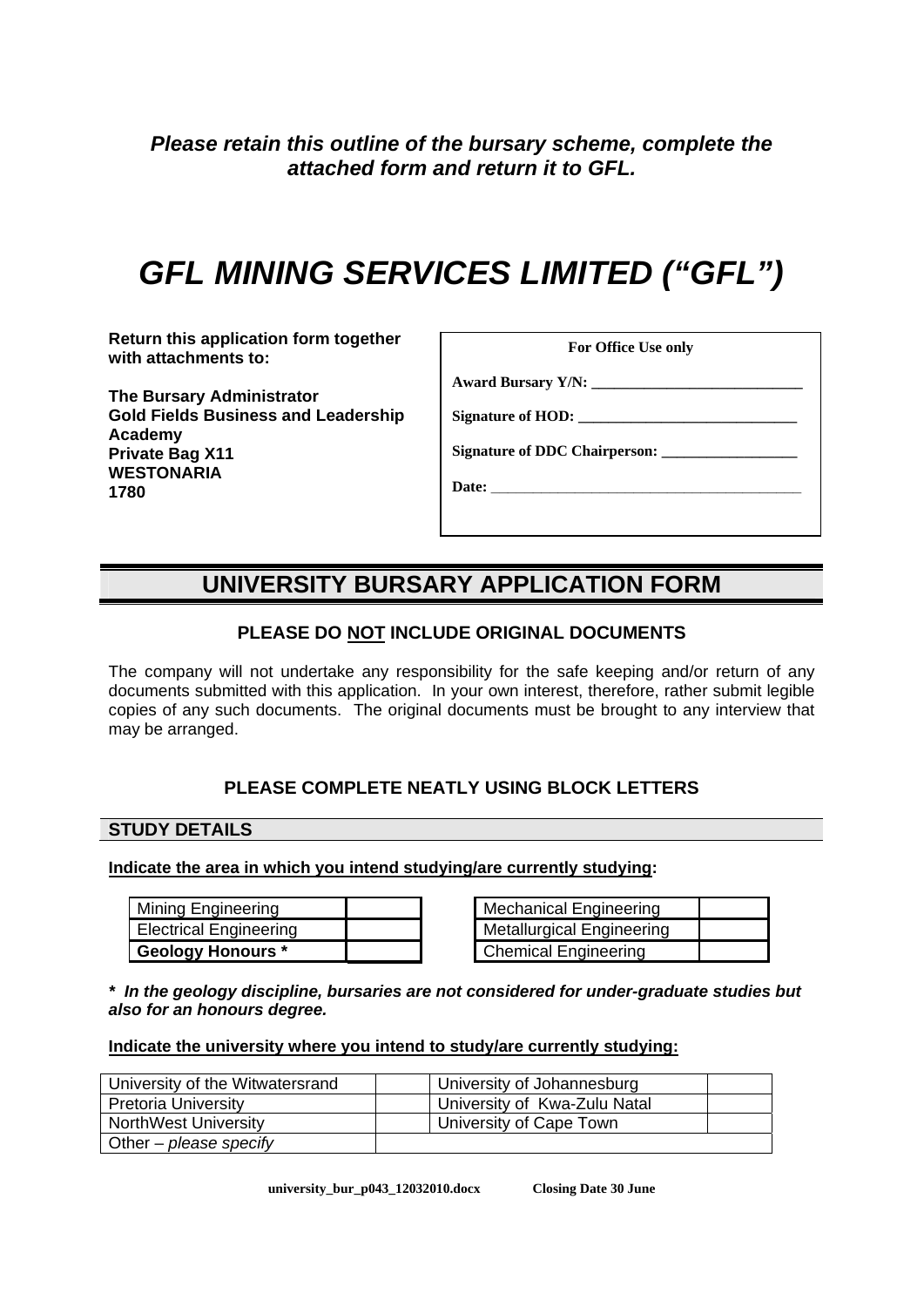***Please retain this outline of the bursary scheme, complete the attached form and return it to GFL.***

# *GFL MINING SERVICES LIMITED ("GFL")*

**Return this application form together with attachments to:**

**The Bursary Administrator**
**Gold Fields Business and Leadership Academy**
**Private Bag X11**
**WESTONARIA**
**1780**

| For Office Use only |
|---|
| Award Bursary Y/N: ___________________________ |
| Signature of HOD: ____________________________ |
| Signature of DDC Chairperson: _________________ |
| Date: ________________________________________ |

## UNIVERSITY BURSARY APPLICATION FORM

### PLEASE DO NOT INCLUDE ORIGINAL DOCUMENTS

The company will not undertake any responsibility for the safe keeping and/or return of any documents submitted with this application. In your own interest, therefore, rather submit legible copies of any such documents. The original documents must be brought to any interview that may be arranged.

### PLEASE COMPLETE NEATLY USING BLOCK LETTERS

### STUDY DETAILS

**Indicate the area in which you intend studying/are currently studying:**

| | |
|---|---|
| Mining Engineering | |
| Electrical Engineering | |
| **Geology Honours *** | |

| | |
|---|---|
| Mechanical Engineering | |
| Metallurgical Engineering | |
| Chemical Engineering | |

***** ***In the geology discipline, bursaries are not considered for under-graduate studies but also for an honours degree.***

**Indicate the university where you intend to study/are currently studying:**

| | | | |
|---|---|---|---|
| University of the Witwatersrand | | University of Johannesburg | |
| Pretoria University | | University of Kwa-Zulu Natal | |
| NorthWest University | | University of Cape Town | |
| Other – *please specify* | | | |

university_bur_p043_12032010.docx    Closing Date 30 June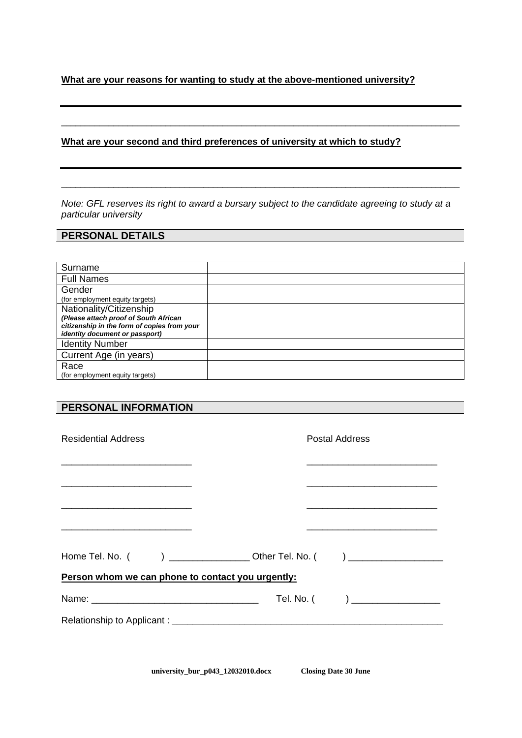**What are your reasons for wanting to study at the above-mentioned university?**

\_\_\_\_\_\_\_\_\_\_\_\_\_\_\_\_\_\_\_\_\_\_\_\_\_\_\_\_\_\_\_\_\_\_\_\_\_\_\_\_\_\_\_\_\_\_\_\_\_\_\_\_\_\_\_\_\_\_\_\_\_\_\_\_\_\_\_\_\_\_\_\_

\_\_\_\_\_\_\_\_\_\_\_\_\_\_\_\_\_\_\_\_\_\_\_\_\_\_\_\_\_\_\_\_\_\_\_\_\_\_\_\_\_\_\_\_\_\_\_\_\_\_\_\_\_\_\_\_\_\_\_\_\_\_\_\_\_\_\_\_\_\_\_\_

**What are your second and third preferences of university at which to study?**

\_\_\_\_\_\_\_\_\_\_\_\_\_\_\_\_\_\_\_\_\_\_\_\_\_\_\_\_\_\_\_\_\_\_\_\_\_\_\_\_\_\_\_\_\_\_\_\_\_\_\_\_\_\_\_\_\_\_\_\_\_\_\_\_\_\_\_\_\_\_\_\_

\_\_\_\_\_\_\_\_\_\_\_\_\_\_\_\_\_\_\_\_\_\_\_\_\_\_\_\_\_\_\_\_\_\_\_\_\_\_\_\_\_\_\_\_\_\_\_\_\_\_\_\_\_\_\_\_\_\_\_\_\_\_\_\_\_\_\_\_\_\_\_\_

*Note: GFL reserves its right to award a bursary subject to the candidate agreeing to study at a particular university*

## PERSONAL DETAILS

| | |
|---|---|
| Surname | |
| Full Names | |
| Gender (for employment equity targets) | |
| Nationality/Citizenship ***(Please attach proof of South African citizenship in the form of copies from your identity document or passport)*** | |
| Identity Number | |
| Current Age (in years) | |
| Race (for employment equity targets) | |

## PERSONAL INFORMATION

Residential Address

\_\_\_\_\_\_\_\_\_\_\_\_\_\_\_\_\_\_\_\_\_\_\_\_\_\_

\_\_\_\_\_\_\_\_\_\_\_\_\_\_\_\_\_\_\_\_\_\_\_\_\_\_

\_\_\_\_\_\_\_\_\_\_\_\_\_\_\_\_\_\_\_\_\_\_\_\_\_\_

\_\_\_\_\_\_\_\_\_\_\_\_\_\_\_\_\_\_\_\_\_\_\_\_\_\_

Postal Address

\_\_\_\_\_\_\_\_\_\_\_\_\_\_\_\_\_\_\_\_\_\_\_\_\_\_

\_\_\_\_\_\_\_\_\_\_\_\_\_\_\_\_\_\_\_\_\_\_\_\_\_\_

\_\_\_\_\_\_\_\_\_\_\_\_\_\_\_\_\_\_\_\_\_\_\_\_\_\_

\_\_\_\_\_\_\_\_\_\_\_\_\_\_\_\_\_\_\_\_\_\_\_\_\_\_

Home Tel. No. (      ) \_\_\_\_\_\_\_\_\_\_\_\_\_\_\_\_ Other Tel. No. (      ) \_\_\_\_\_\_\_\_\_\_\_\_\_\_\_\_\_\_

**Person whom we can phone to contact you urgently:**

Name: \_\_\_\_\_\_\_\_\_\_\_\_\_\_\_\_\_\_\_\_\_\_\_\_\_\_\_\_\_\_\_\_\_ Tel. No. (      ) \_\_\_\_\_\_\_\_\_\_\_\_\_\_\_\_\_

Relationship to Applicant : \_\_\_\_\_\_\_\_\_\_\_\_\_\_\_\_\_\_\_\_\_\_\_\_\_\_\_\_\_\_\_\_\_\_\_\_\_\_\_\_\_\_\_\_\_\_\_\_\_\_\_\_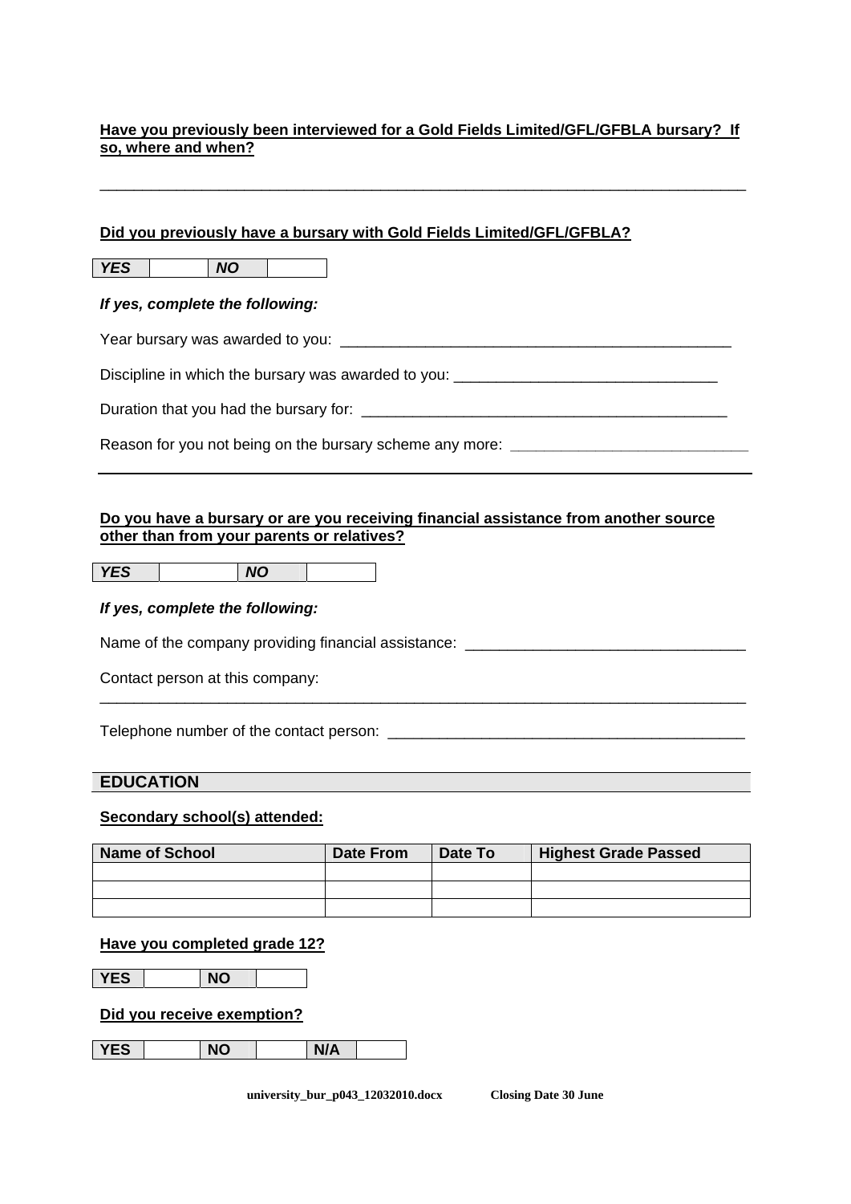**Have you previously been interviewed for a Gold Fields Limited/GFL/GFBLA bursary? If so, where and when?**

_______________________________________________________________________________

**Did you previously have a bursary with Gold Fields Limited/GFL/GFBLA?**

| ***YES*** | | ***NO*** | |
|---|---|---|---|

***If yes, complete the following:***

Year bursary was awarded to you: _______________________________________________

Discipline in which the bursary was awarded to you: ______________________________

Duration that you had the bursary for: ___________________________________________

Reason for you not being on the bursary scheme any more: ___________________________

_______________________________________________________________________________

**Do you have a bursary or are you receiving financial assistance from another source other than from your parents or relatives?**

| ***YES*** | | ***NO*** | |
|---|---|---|---|

***If yes, complete the following:***

Name of the company providing financial assistance: ________________________________

Contact person at this company:
_______________________________________________________________________________

Telephone number of the contact person: __________________________________________

## EDUCATION

**Secondary school(s) attended:**

| Name of School | Date From | Date To | Highest Grade Passed |
|---|---|---|---|
| | | | |
| | | | |
| | | | |

**Have you completed grade 12?**

| **YES** | | **NO** | |
|---|---|---|---|

**Did you receive exemption?**

| **YES** | | **NO** | | **N/A** | |
|---|---|---|---|---|---|

**university_bur_p043_12032010.docx Closing Date 30 June**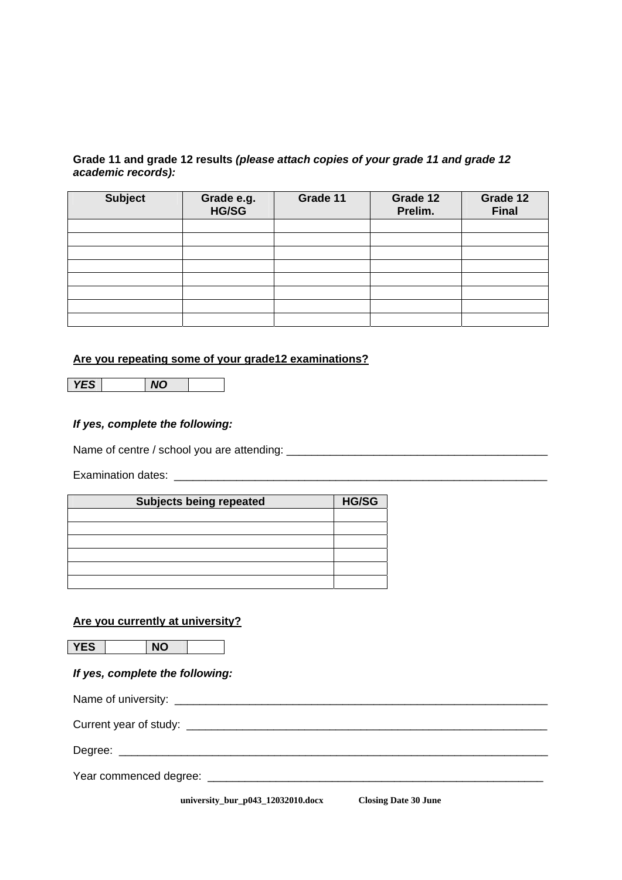**Grade 11 and grade 12 results** ***(please attach copies of your grade 11 and grade 12 academic records):***

| Subject | Grade e.g. HG/SG | Grade 11 | Grade 12 Prelim. | Grade 12 Final |
|---|---|---|---|---|
| | | | | |
| | | | | |
| | | | | |
| | | | | |
| | | | | |
| | | | | |
| | | | | |
| | | | | |

**Are you repeating some of your grade12 examinations?**

| *YES* | | *NO* | |
|---|---|---|---|

***If yes, complete the following:***

Name of centre / school you are attending: ___________________________________________

Examination dates: _______________________________________________________________

| Subjects being repeated | HG/SG |
|---|---|
| | |
| | |
| | |
| | |
| | |
| | |

**Are you currently at university?**

| YES | | NO | |
|---|---|---|---|

***If yes, complete the following:***

Name of university: _______________________________________________________________

Current year of study: _____________________________________________________________

Degree: _________________________________________________________________________

Year commenced degree: ___________________________________________________________

university_bur_p043_12032010.docx Closing Date 30 June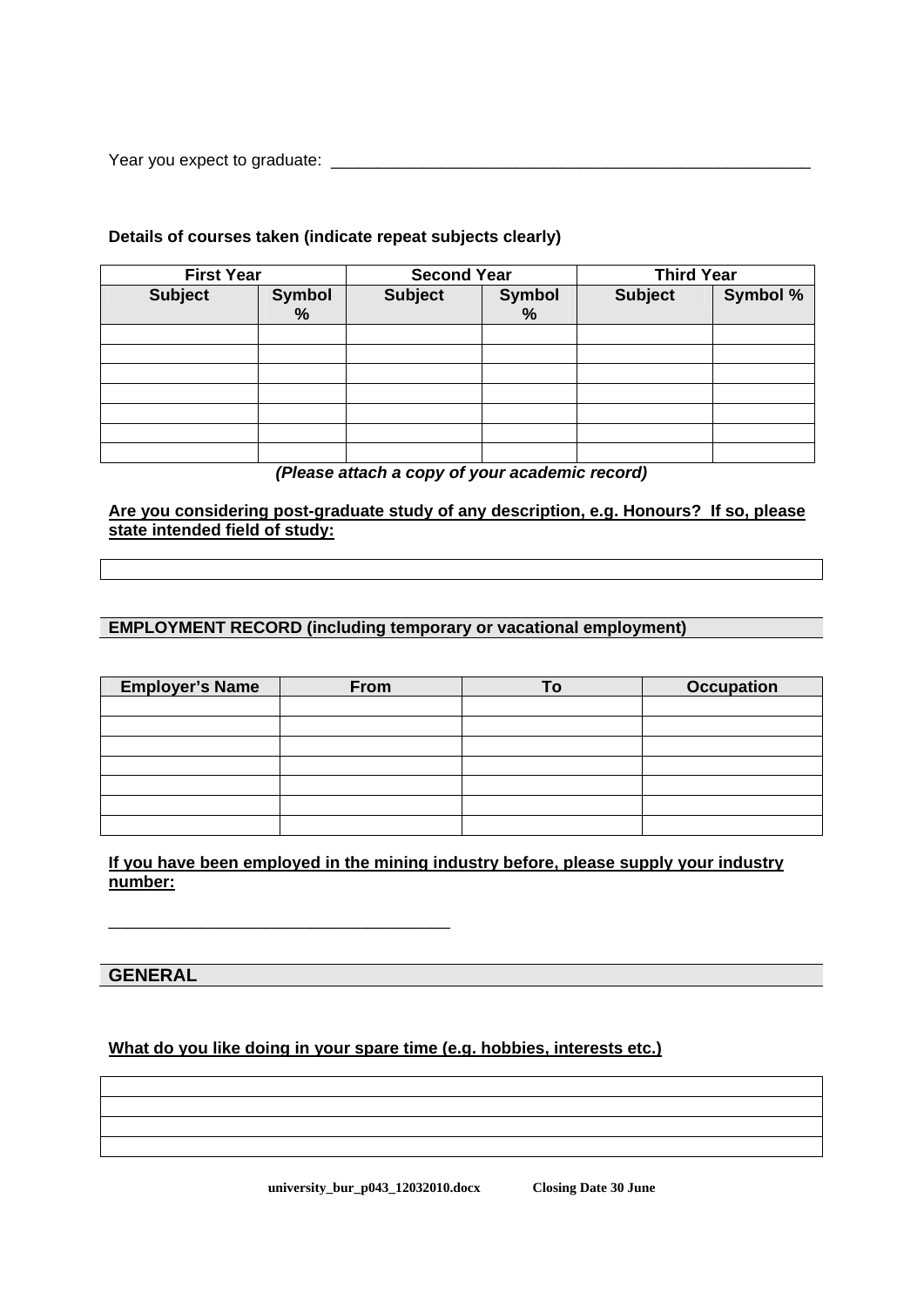Year you expect to graduate: ______________________________________________________

**Details of courses taken (indicate repeat subjects clearly)**

| First Year | | Second Year | | Third Year | |
|---|---|---|---|---|---|
| **Subject** | **Symbol %** | **Subject** | **Symbol %** | **Subject** | **Symbol %** |
| | | | | | |
| | | | | | |
| | | | | | |
| | | | | | |
| | | | | | |
| | | | | | |
| | | | | | |

***(Please attach a copy of your academic record)***

**Are you considering post-graduate study of any description, e.g. Honours? If so, please state intended field of study:**

| |
|---|
| |

## EMPLOYMENT RECORD (including temporary or vacational employment)

| Employer's Name | From | To | Occupation |
|---|---|---|---|
| | | | |
| | | | |
| | | | |
| | | | |
| | | | |
| | | | |
| | | | |

**If you have been employed in the mining industry before, please supply your industry number:**

_____________________________________

## GENERAL

**What do you like doing in your spare time (e.g. hobbies, interests etc.)**

| |
|---|
| |
| |
| |
| |

**university_bur_p043_12032010.docx Closing Date 30 June**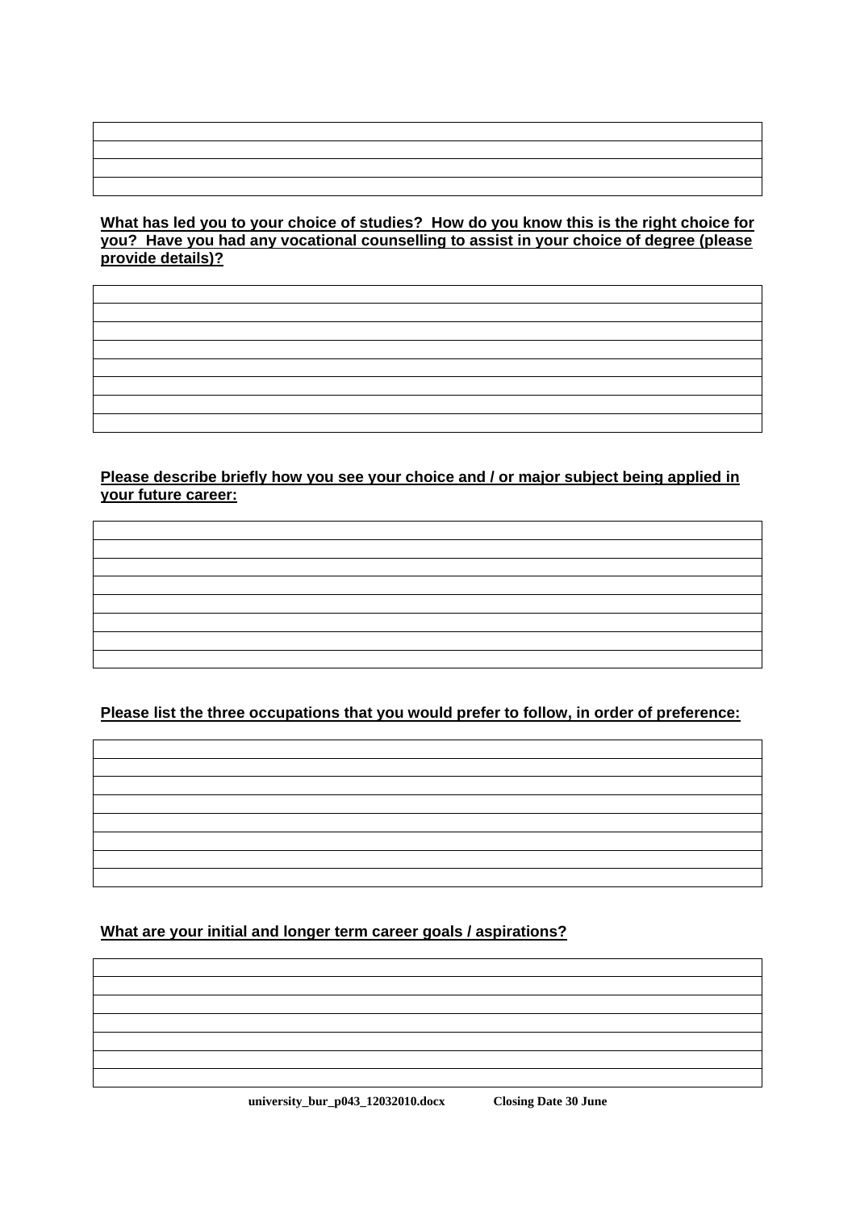| |
|---|
| |
| |
| |

**What has led you to your choice of studies?  How do you know this is the right choice for you?  Have you had any vocational counselling to assist in your choice of degree (please provide details)?**

| |
|---|
| |
| |
| |
| |
| |
| |
| |

**Please describe briefly how you see your choice and / or major subject being applied in your future career:**

| |
|---|
| |
| |
| |
| |
| |
| |
| |

**Please list the three occupations that you would prefer to follow, in order of preference:**

| |
|---|
| |
| |
| |
| |
| |
| |
| |

**What are your initial and longer term career goals / aspirations?**

| |
|---|
| |
| |
| |
| |
| |
| |

**university_bur_p043_12032010.docx          Closing Date 30 June**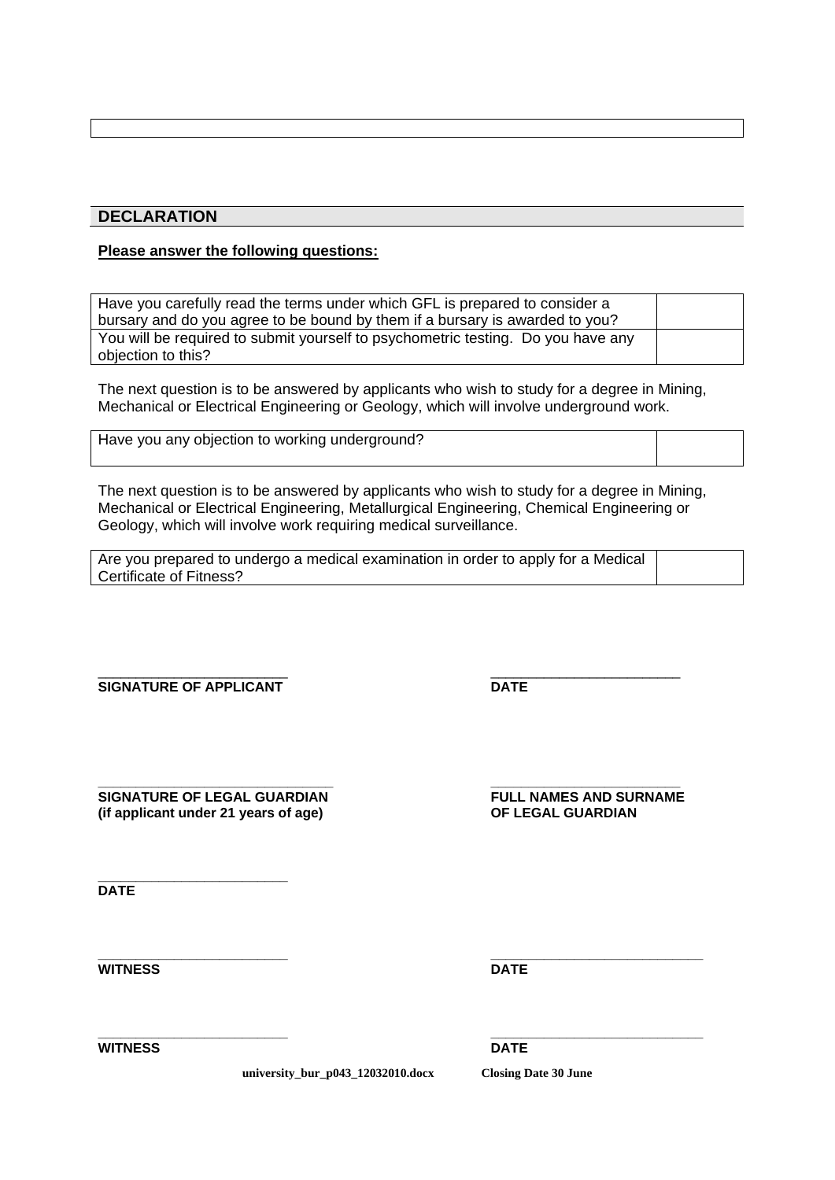## DECLARATION

**Please answer the following questions:**

| | |
|---|---|
| Have you carefully read the terms under which GFL is prepared to consider a bursary and do you agree to be bound by them if a bursary is awarded to you? | |
| You will be required to submit yourself to psychometric testing. Do you have any objection to this? | |

The next question is to be answered by applicants who wish to study for a degree in Mining, Mechanical or Electrical Engineering or Geology, which will involve underground work.

| | |
|---|---|
| Have you any objection to working underground? | |

The next question is to be answered by applicants who wish to study for a degree in Mining, Mechanical or Electrical Engineering, Metallurgical Engineering, Chemical Engineering or Geology, which will involve work requiring medical surveillance.

| | |
|---|---|
| Are you prepared to undergo a medical examination in order to apply for a Medical Certificate of Fitness? | |

_________________________ &nbsp;&nbsp;&nbsp;&nbsp; _________________________

**SIGNATURE OF APPLICANT** &nbsp;&nbsp;&nbsp;&nbsp; **DATE**

_________________________ &nbsp;&nbsp;&nbsp;&nbsp; _________________________

**SIGNATURE OF LEGAL GUARDIAN (if applicant under 21 years of age)** &nbsp;&nbsp;&nbsp;&nbsp; **FULL NAMES AND SURNAME OF LEGAL GUARDIAN**

_________________________

**DATE**

_________________________ &nbsp;&nbsp;&nbsp;&nbsp; _________________________

**WITNESS** &nbsp;&nbsp;&nbsp;&nbsp; **DATE**

_________________________ &nbsp;&nbsp;&nbsp;&nbsp; _________________________

**WITNESS** &nbsp;&nbsp;&nbsp;&nbsp; **DATE**

**university_bur_p043_12032010.docx** &nbsp;&nbsp;&nbsp;&nbsp; **Closing Date 30 June**